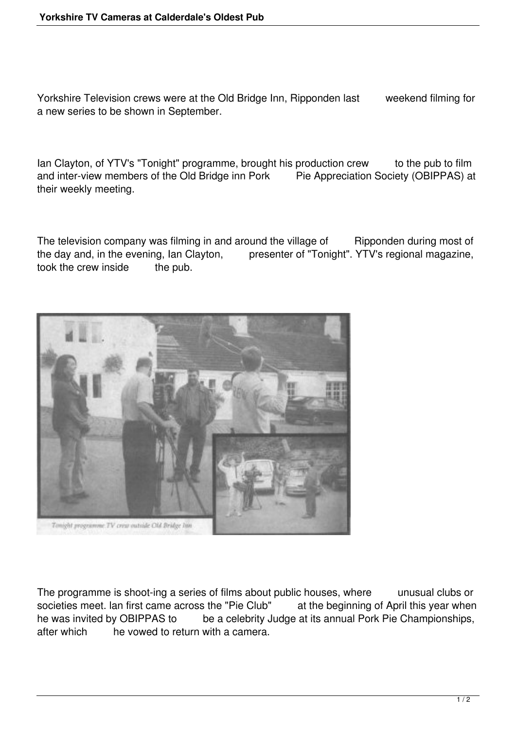Yorkshire Television crews were at the Old Bridge Inn, Ripponden last weekend filming for a new series to be shown in September.

Ian Clayton, of YTV's "Tonight" programme, brought his production crew to the pub to film and inter-view members of the Old Bridge inn Pork Pie Appreciation Society (OBIPPAS) at their weekly meeting.

The television company was filming in and around the village of Ripponden during most of the day and, in the evening, Ian Clayton, presenter of "Tonight". YTV's regional magazine, took the crew inside the pub.

Tonight programme TV crew outside Old Bridge Inn

The programme is shoot-ing a series of films about public houses, where unusual clubs or societies meet. Ian first came across the "Pie Club" at the beginning of April this year when he was invited by OBIPPAS to be a celebrity Judge at its annual Pork Pie Championships, after which he vowed to return with a camera.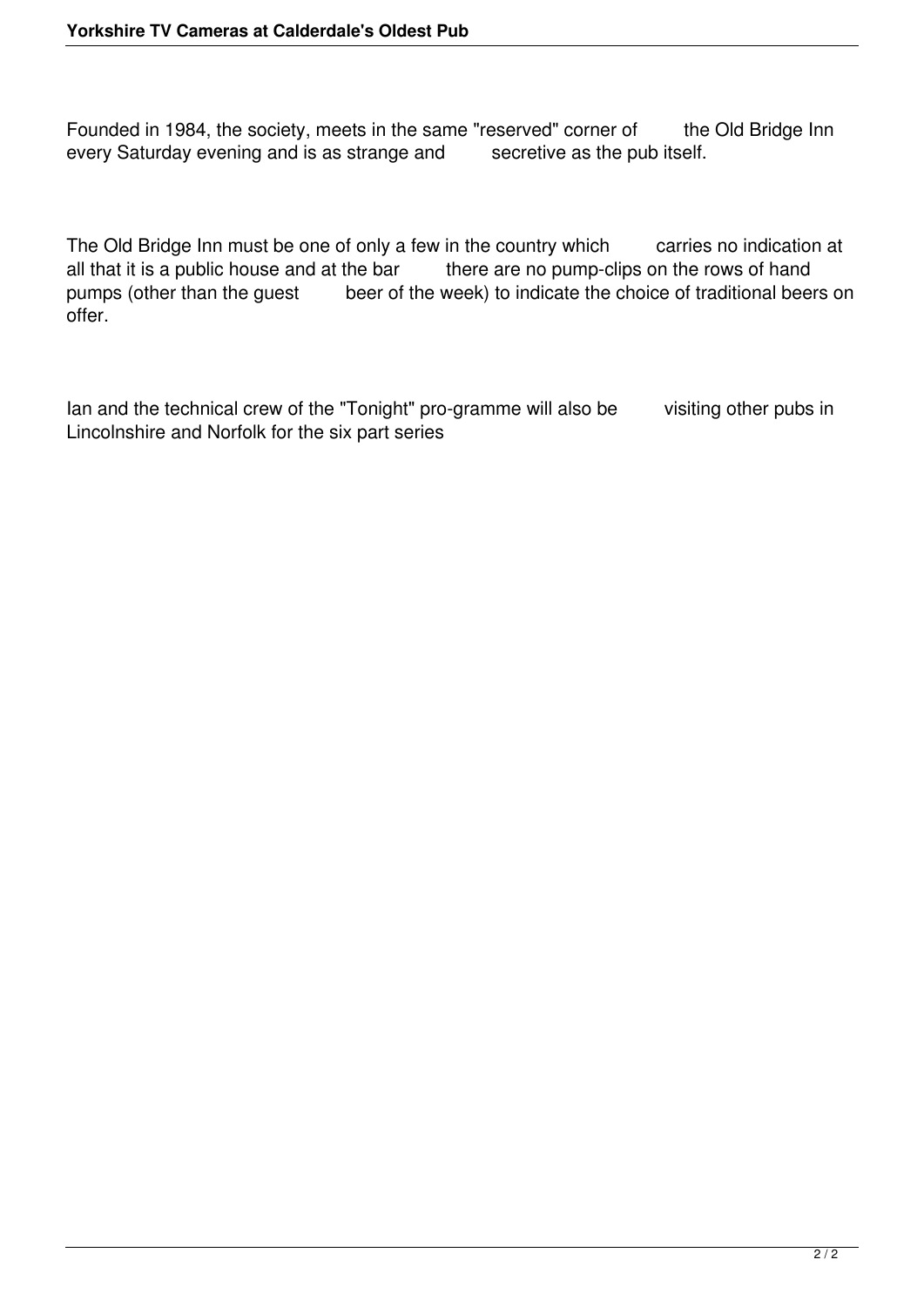Founded in 1984, the society, meets in the same "reserved" corner of the Old Bridge Inn every Saturday evening and is as strange and secretive as the pub itself.

The Old Bridge Inn must be one of only a few in the country which carries no indication at all that it is a public house and at the bar there are no pump-clips on the rows of hand pumps (other than the guest beer of the week) to indicate the choice of traditional beers on offer.

Ian and the technical crew of the "Tonight" pro-gramme will also be visiting other pubs in Lincolnshire and Norfolk for the six part series